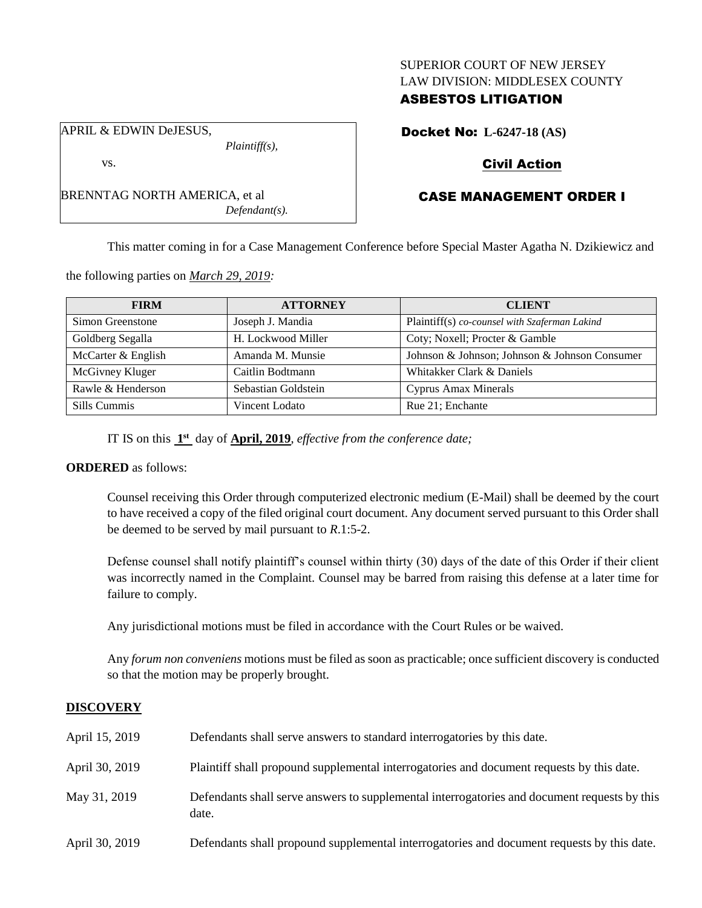SUPERIOR COURT OF NEW JERSEY
LAW DIVISION: MIDDLESEX COUNTY
**ASBESTOS LITIGATION**

APRIL & EDWIN DeJESUS,
*Plaintiff(s),*
vs.

BRENNTAG NORTH AMERICA, et al
*Defendant(s).*

**Docket No: L-6247-18 (AS)**

**Civil Action**

**CASE MANAGEMENT ORDER I**

This matter coming in for a Case Management Conference before Special Master Agatha N. Dzikiewicz and the following parties on *March 29, 2019:*

| FIRM | ATTORNEY | CLIENT |
|---|---|---|
| Simon Greenstone | Joseph J. Mandia | Plaintiff(s) *co-counsel with Szaferman Lakind* |
| Goldberg Segalla | H. Lockwood Miller | Coty; Noxell; Procter & Gamble |
| McCarter & English | Amanda M. Munsie | Johnson & Johnson; Johnson & Johnson Consumer |
| McGivney Kluger | Caitlin Bodtmann | Whitakker Clark & Daniels |
| Rawle & Henderson | Sebastian Goldstein | Cyprus Amax Minerals |
| Sills Cummis | Vincent Lodato | Rue 21; Enchante |

IT IS on this **1st** day of **April, 2019**, *effective from the conference date;*

**ORDERED** as follows:

Counsel receiving this Order through computerized electronic medium (E-Mail) shall be deemed by the court to have received a copy of the filed original court document. Any document served pursuant to this Order shall be deemed to be served by mail pursuant to *R*.1:5-2.

Defense counsel shall notify plaintiff's counsel within thirty (30) days of the date of this Order if their client was incorrectly named in the Complaint. Counsel may be barred from raising this defense at a later time for failure to comply.

Any jurisdictional motions must be filed in accordance with the Court Rules or be waived.

Any *forum non conveniens* motions must be filed as soon as practicable; once sufficient discovery is conducted so that the motion may be properly brought.

## DISCOVERY

| | |
|---|---|
| April 15, 2019 | Defendants shall serve answers to standard interrogatories by this date. |
| April 30, 2019 | Plaintiff shall propound supplemental interrogatories and document requests by this date. |
| May 31, 2019 | Defendants shall serve answers to supplemental interrogatories and document requests by this date. |
| April 30, 2019 | Defendants shall propound supplemental interrogatories and document requests by this date. |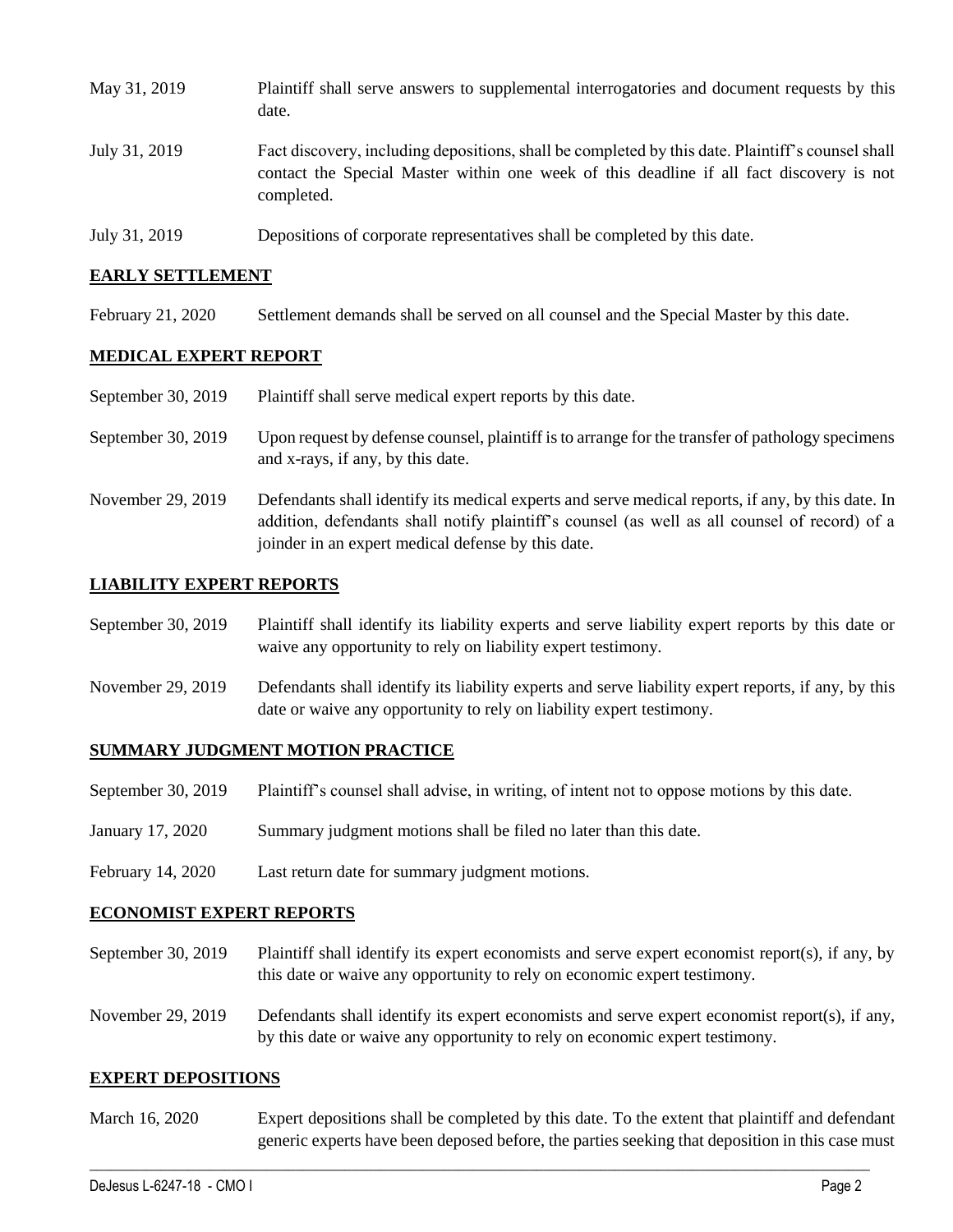May 31, 2019 Plaintiff shall serve answers to supplemental interrogatories and document requests by this date.

July 31, 2019 Fact discovery, including depositions, shall be completed by this date. Plaintiff's counsel shall contact the Special Master within one week of this deadline if all fact discovery is not completed.

July 31, 2019 Depositions of corporate representatives shall be completed by this date.

## EARLY SETTLEMENT

February 21, 2020 Settlement demands shall be served on all counsel and the Special Master by this date.

## MEDICAL EXPERT REPORT

September 30, 2019 Plaintiff shall serve medical expert reports by this date.

September 30, 2019 Upon request by defense counsel, plaintiff is to arrange for the transfer of pathology specimens and x-rays, if any, by this date.

November 29, 2019 Defendants shall identify its medical experts and serve medical reports, if any, by this date. In addition, defendants shall notify plaintiff's counsel (as well as all counsel of record) of a joinder in an expert medical defense by this date.

## LIABILITY EXPERT REPORTS

September 30, 2019 Plaintiff shall identify its liability experts and serve liability expert reports by this date or waive any opportunity to rely on liability expert testimony.

November 29, 2019 Defendants shall identify its liability experts and serve liability expert reports, if any, by this date or waive any opportunity to rely on liability expert testimony.

## SUMMARY JUDGMENT MOTION PRACTICE

September 30, 2019 Plaintiff's counsel shall advise, in writing, of intent not to oppose motions by this date.

January 17, 2020 Summary judgment motions shall be filed no later than this date.

February 14, 2020 Last return date for summary judgment motions.

## ECONOMIST EXPERT REPORTS

September 30, 2019 Plaintiff shall identify its expert economists and serve expert economist report(s), if any, by this date or waive any opportunity to rely on economic expert testimony.

November 29, 2019 Defendants shall identify its expert economists and serve expert economist report(s), if any, by this date or waive any opportunity to rely on economic expert testimony.

## EXPERT DEPOSITIONS

March 16, 2020 Expert depositions shall be completed by this date. To the extent that plaintiff and defendant generic experts have been deposed before, the parties seeking that deposition in this case must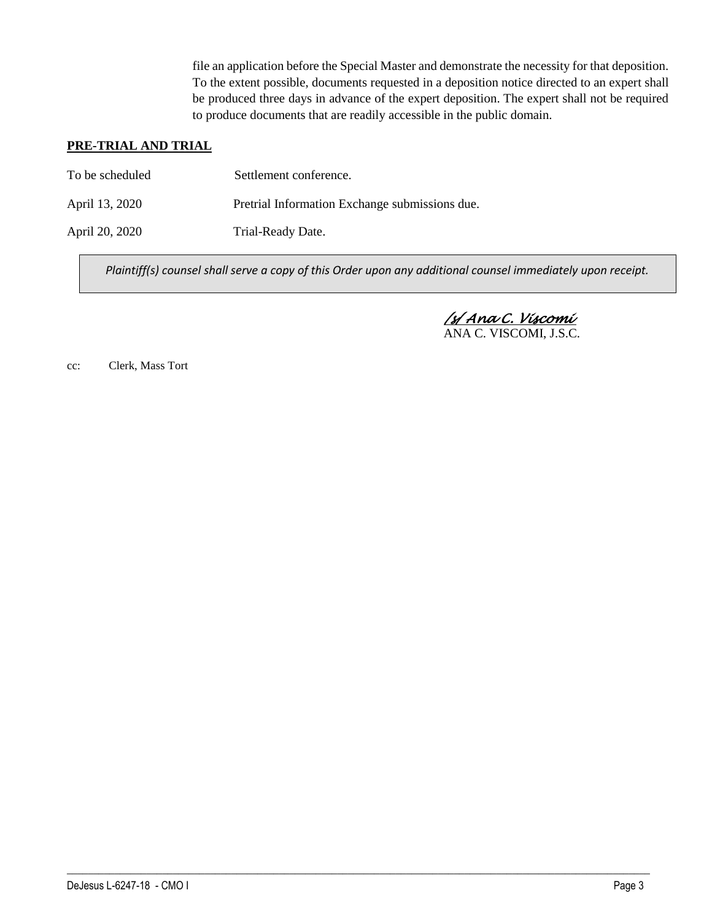file an application before the Special Master and demonstrate the necessity for that deposition. To the extent possible, documents requested in a deposition notice directed to an expert shall be produced three days in advance of the expert deposition. The expert shall not be required to produce documents that are readily accessible in the public domain.

**PRE-TRIAL AND TRIAL**

| | |
|---|---|
| To be scheduled | Settlement conference. |
| April 13, 2020 | Pretrial Information Exchange submissions due. |
| April 20, 2020 | Trial-Ready Date. |

*Plaintiff(s) counsel shall serve a copy of this Order upon any additional counsel immediately upon receipt.*

*/s/ Ana C. Viscomi*
ANA C. VISCOMI, J.S.C.

cc: Clerk, Mass Tort